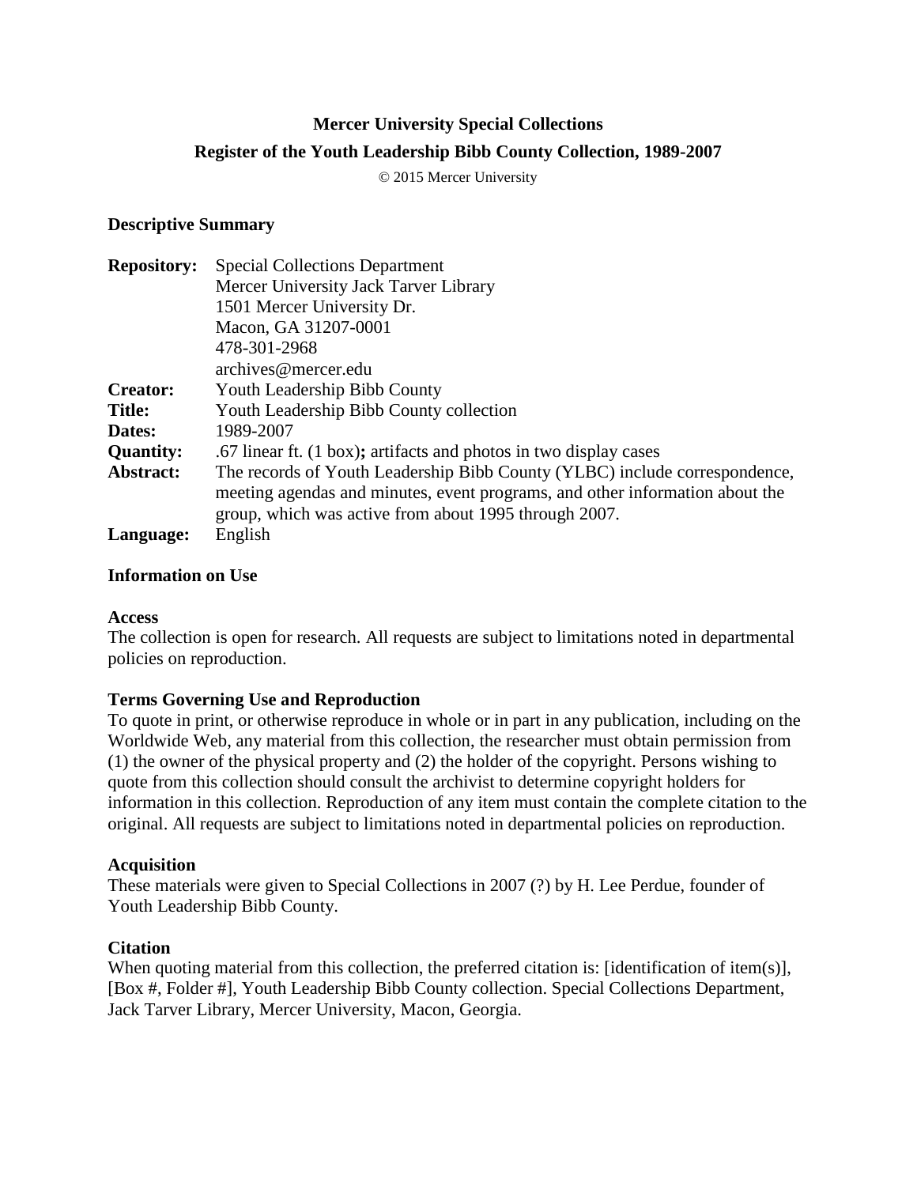# Mercer University Special Collections

## Register of the Youth Leadership Bibb County Collection, 1989-2007

© 2015 Mercer University

### Descriptive Summary

| | |
|---|---|
| **Repository:** | Special Collections Department<br>Mercer University Jack Tarver Library<br>1501 Mercer University Dr.<br>Macon, GA 31207-0001<br>478-301-2968<br>archives@mercer.edu |
| **Creator:** | Youth Leadership Bibb County |
| **Title:** | Youth Leadership Bibb County collection |
| **Dates:** | 1989-2007 |
| **Quantity:** | .67 linear ft. (1 box)**;** artifacts and photos in two display cases |
| **Abstract:** | The records of Youth Leadership Bibb County (YLBC) include correspondence, meeting agendas and minutes, event programs, and other information about the group, which was active from about 1995 through 2007. |
| **Language:** | English |

### Information on Use

**Access**

The collection is open for research. All requests are subject to limitations noted in departmental policies on reproduction.

**Terms Governing Use and Reproduction**

To quote in print, or otherwise reproduce in whole or in part in any publication, including on the Worldwide Web, any material from this collection, the researcher must obtain permission from (1) the owner of the physical property and (2) the holder of the copyright. Persons wishing to quote from this collection should consult the archivist to determine copyright holders for information in this collection. Reproduction of any item must contain the complete citation to the original. All requests are subject to limitations noted in departmental policies on reproduction.

**Acquisition**

These materials were given to Special Collections in 2007 (?) by H. Lee Perdue, founder of Youth Leadership Bibb County.

**Citation**

When quoting material from this collection, the preferred citation is: [identification of item(s)], [Box #, Folder #], Youth Leadership Bibb County collection. Special Collections Department, Jack Tarver Library, Mercer University, Macon, Georgia.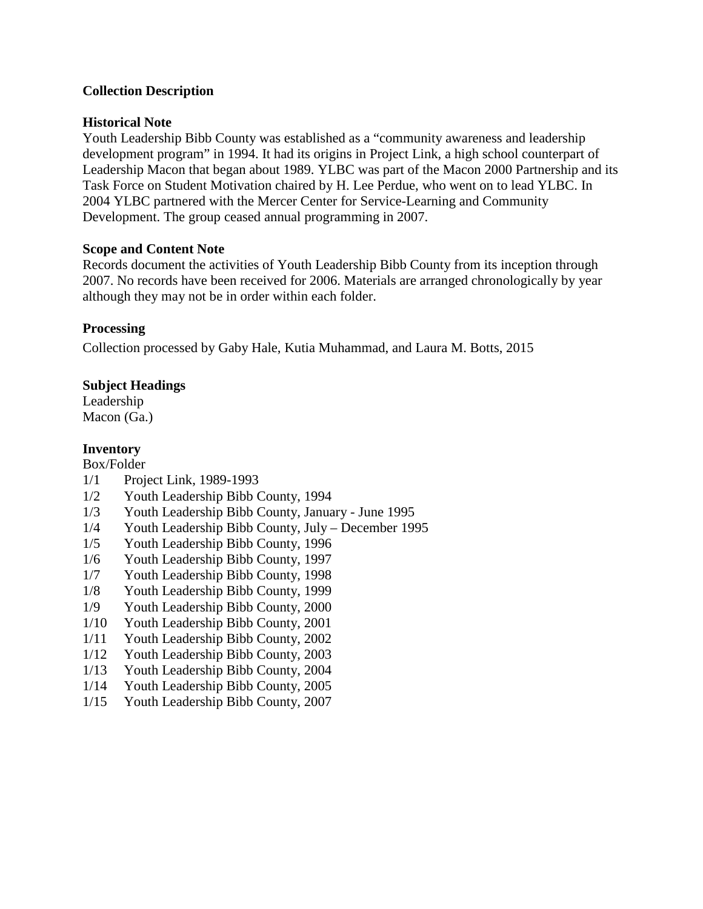## Collection Description

### Historical Note

Youth Leadership Bibb County was established as a "community awareness and leadership development program" in 1994. It had its origins in Project Link, a high school counterpart of Leadership Macon that began about 1989. YLBC was part of the Macon 2000 Partnership and its Task Force on Student Motivation chaired by H. Lee Perdue, who went on to lead YLBC. In 2004 YLBC partnered with the Mercer Center for Service-Learning and Community Development. The group ceased annual programming in 2007.

### Scope and Content Note

Records document the activities of Youth Leadership Bibb County from its inception through 2007. No records have been received for 2006. Materials are arranged chronologically by year although they may not be in order within each folder.

### Processing

Collection processed by Gaby Hale, Kutia Muhammad, and Laura M. Botts, 2015

### Subject Headings

Leadership
Macon (Ga.)

### Inventory

| Box/Folder | |
|---|---|
| 1/1 | Project Link, 1989-1993 |
| 1/2 | Youth Leadership Bibb County, 1994 |
| 1/3 | Youth Leadership Bibb County, January - June 1995 |
| 1/4 | Youth Leadership Bibb County, July – December 1995 |
| 1/5 | Youth Leadership Bibb County, 1996 |
| 1/6 | Youth Leadership Bibb County, 1997 |
| 1/7 | Youth Leadership Bibb County, 1998 |
| 1/8 | Youth Leadership Bibb County, 1999 |
| 1/9 | Youth Leadership Bibb County, 2000 |
| 1/10 | Youth Leadership Bibb County, 2001 |
| 1/11 | Youth Leadership Bibb County, 2002 |
| 1/12 | Youth Leadership Bibb County, 2003 |
| 1/13 | Youth Leadership Bibb County, 2004 |
| 1/14 | Youth Leadership Bibb County, 2005 |
| 1/15 | Youth Leadership Bibb County, 2007 |